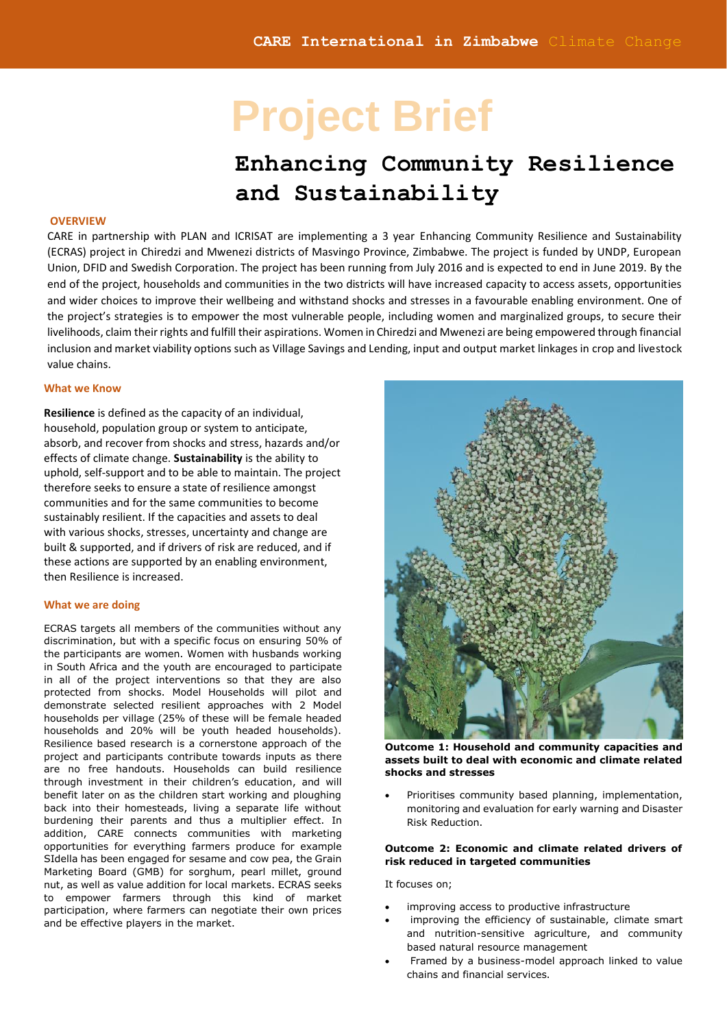CARE International in Zimbabwe Climate Change

# Project Brief

## Enhancing Community Resilience and Sustainability

### OVERVIEW

CARE in partnership with PLAN and ICRISAT are implementing a 3 year Enhancing Community Resilience and Sustainability (ECRAS) project in Chiredzi and Mwenezi districts of Masvingo Province, Zimbabwe. The project is funded by UNDP, European Union, DFID and Swedish Corporation. The project has been running from July 2016 and is expected to end in June 2019. By the end of the project, households and communities in the two districts will have increased capacity to access assets, opportunities and wider choices to improve their wellbeing and withstand shocks and stresses in a favourable enabling environment. One of the project's strategies is to empower the most vulnerable people, including women and marginalized groups, to secure their livelihoods, claim their rights and fulfill their aspirations. Women in Chiredzi and Mwenezi are being empowered through financial inclusion and market viability options such as Village Savings and Lending, input and output market linkages in crop and livestock value chains.

### What we Know

**Resilience** is defined as the capacity of an individual, household, population group or system to anticipate, absorb, and recover from shocks and stress, hazards and/or effects of climate change. **Sustainability** is the ability to uphold, self-support and to be able to maintain. The project therefore seeks to ensure a state of resilience amongst communities and for the same communities to become sustainably resilient. If the capacities and assets to deal with various shocks, stresses, uncertainty and change are built & supported, and if drivers of risk are reduced, and if these actions are supported by an enabling environment, then Resilience is increased.

### What we are doing

ECRAS targets all members of the communities without any discrimination, but with a specific focus on ensuring 50% of the participants are women. Women with husbands working in South Africa and the youth are encouraged to participate in all of the project interventions so that they are also protected from shocks. Model Households will pilot and demonstrate selected resilient approaches with 2 Model households per village (25% of these will be female headed households and 20% will be youth headed households). Resilience based research is a cornerstone approach of the project and participants contribute towards inputs as there are no free handouts. Households can build resilience through investment in their children's education, and will benefit later on as the children start working and ploughing back into their homesteads, living a separate life without burdening their parents and thus a multiplier effect. In addition, CARE connects communities with marketing opportunities for everything farmers produce for example SIdella has been engaged for sesame and cow pea, the Grain Marketing Board (GMB) for sorghum, pearl millet, ground nut, as well as value addition for local markets. ECRAS seeks to empower farmers through this kind of market participation, where farmers can negotiate their own prices and be effective players in the market.

**Outcome 1: Household and community capacities and assets built to deal with economic and climate related shocks and stresses**

- Prioritises community based planning, implementation, monitoring and evaluation for early warning and Disaster Risk Reduction.

**Outcome 2: Economic and climate related drivers of risk reduced in targeted communities**

It focuses on;

- improving access to productive infrastructure
- improving the efficiency of sustainable, climate smart and nutrition-sensitive agriculture, and community based natural resource management
- Framed by a business-model approach linked to value chains and financial services.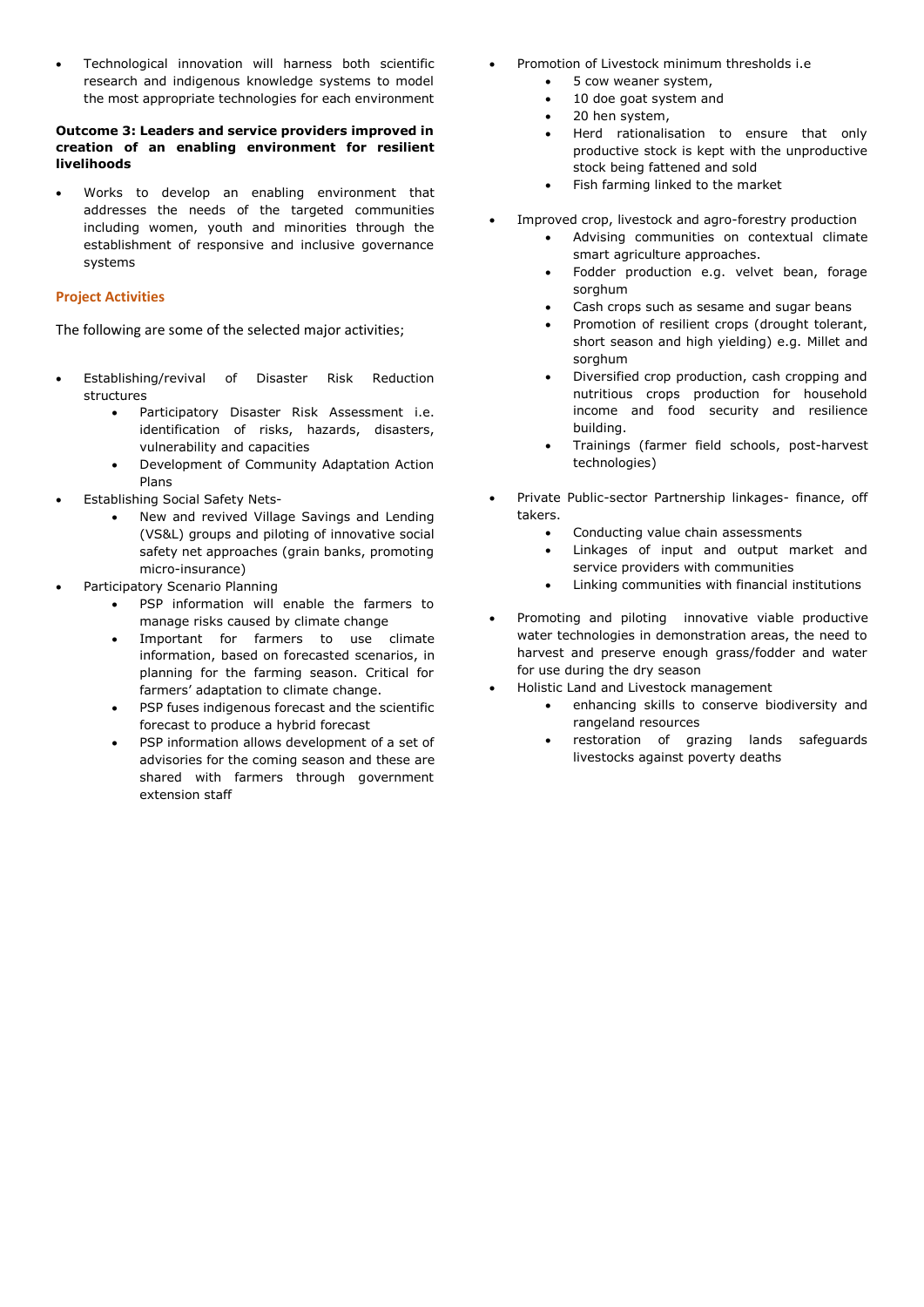- Technological innovation will harness both scientific research and indigenous knowledge systems to model the most appropriate technologies for each environment

**Outcome 3: Leaders and service providers improved in creation of an enabling environment for resilient livelihoods**

- Works to develop an enabling environment that addresses the needs of the targeted communities including women, youth and minorities through the establishment of responsive and inclusive governance systems

## Project Activities

The following are some of the selected major activities;

- Establishing/revival of Disaster Risk Reduction structures
    - Participatory Disaster Risk Assessment i.e. identification of risks, hazards, disasters, vulnerability and capacities
    - Development of Community Adaptation Action Plans
- Establishing Social Safety Nets-
    - New and revived Village Savings and Lending (VS&L) groups and piloting of innovative social safety net approaches (grain banks, promoting micro-insurance)
- Participatory Scenario Planning
    - PSP information will enable the farmers to manage risks caused by climate change
    - Important for farmers to use climate information, based on forecasted scenarios, in planning for the farming season. Critical for farmers' adaptation to climate change.
    - PSP fuses indigenous forecast and the scientific forecast to produce a hybrid forecast
    - PSP information allows development of a set of advisories for the coming season and these are shared with farmers through government extension staff

- Promotion of Livestock minimum thresholds i.e
    - 5 cow weaner system,
    - 10 doe goat system and
    - 20 hen system,
    - Herd rationalisation to ensure that only productive stock is kept with the unproductive stock being fattened and sold
    - Fish farming linked to the market

- Improved crop, livestock and agro-forestry production
    - Advising communities on contextual climate smart agriculture approaches.
    - Fodder production e.g. velvet bean, forage sorghum
    - Cash crops such as sesame and sugar beans
    - Promotion of resilient crops (drought tolerant, short season and high yielding) e.g. Millet and sorghum
    - Diversified crop production, cash cropping and nutritious crops production for household income and food security and resilience building.
    - Trainings (farmer field schools, post-harvest technologies)

- Private Public-sector Partnership linkages- finance, off takers.
    - Conducting value chain assessments
    - Linkages of input and output market and service providers with communities
    - Linking communities with financial institutions

- Promoting and piloting innovative viable productive water technologies in demonstration areas, the need to harvest and preserve enough grass/fodder and water for use during the dry season
- Holistic Land and Livestock management
    - enhancing skills to conserve biodiversity and rangeland resources
    - restoration of grazing lands safeguards livestocks against poverty deaths